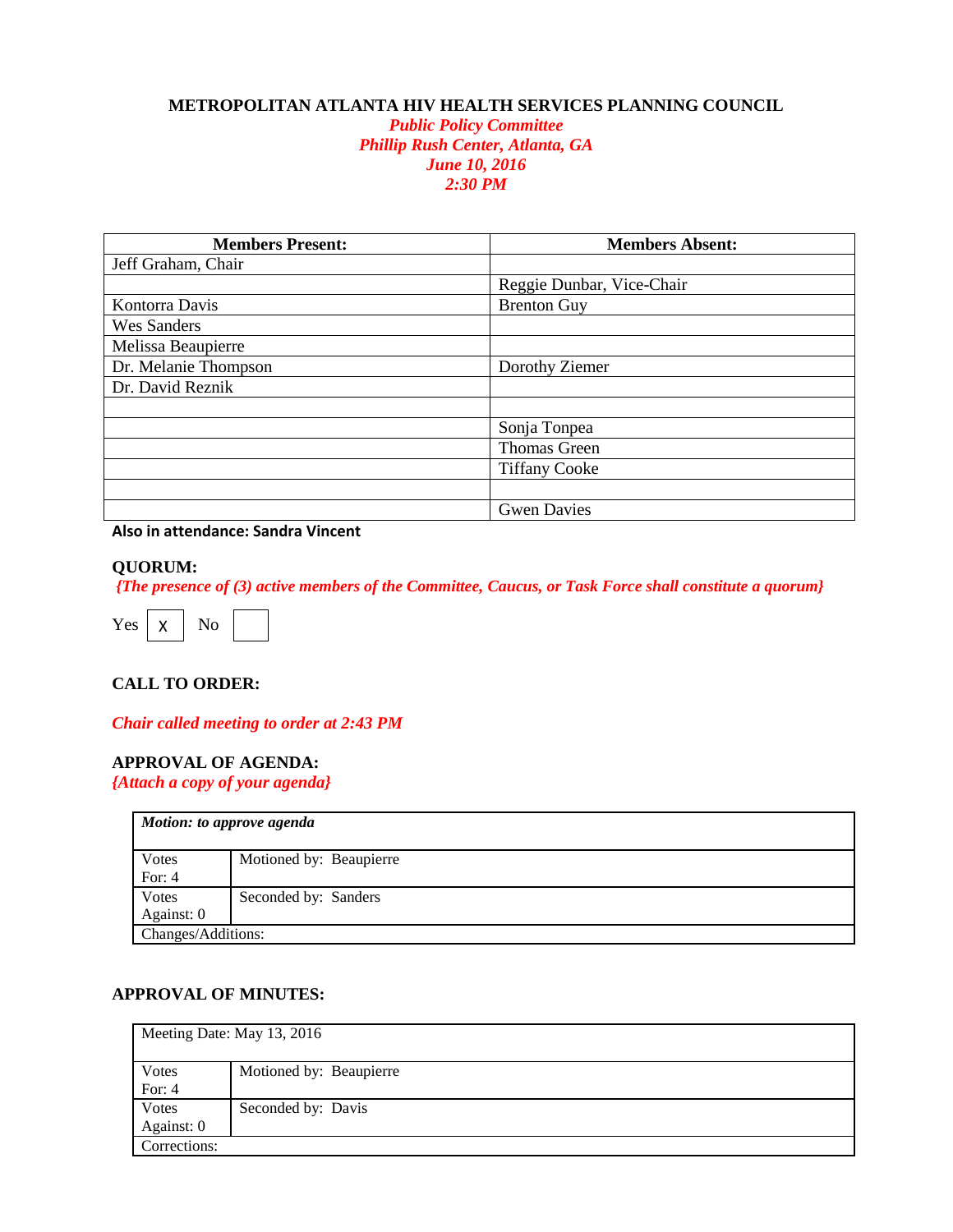**METROPOLITAN ATLANTA HIV HEALTH SERVICES PLANNING COUNCIL**

***Public Policy Committee***
***Phillip Rush Center, Atlanta, GA***
***June 10, 2016***
***2:30 PM***

| Members Present: | Members Absent: |
|---|---|
| Jeff Graham, Chair | |
| | Reggie Dunbar, Vice-Chair |
| Kontorra Davis | Brenton Guy |
| Wes Sanders | |
| Melissa Beaupierre | |
| Dr. Melanie Thompson | Dorothy Ziemer |
| Dr. David Reznik | |
| | |
| | Sonja Tonpea |
| | Thomas Green |
| | Tiffany Cooke |
| | |
| | Gwen Davies |

**Also in attendance: Sandra Vincent**

**QUORUM:**

*{The presence of (3) active members of the Committee, Caucus, or Task Force shall constitute a quorum}*

Yes [ X ] No [ ]

**CALL TO ORDER:**

*Chair called meeting to order at 2:43 PM*

**APPROVAL OF AGENDA:**

*{Attach a copy of your agenda}*

| ***Motion: to approve agenda*** | |
|---|---|
| Votes For: 4 | Motioned by: Beaupierre |
| Votes Against: 0 | Seconded by: Sanders |
| Changes/Additions: | |

**APPROVAL OF MINUTES:**

| Meeting Date: May 13, 2016 | |
|---|---|
| Votes For: 4 | Motioned by: Beaupierre |
| Votes Against: 0 | Seconded by: Davis |
| Corrections: | |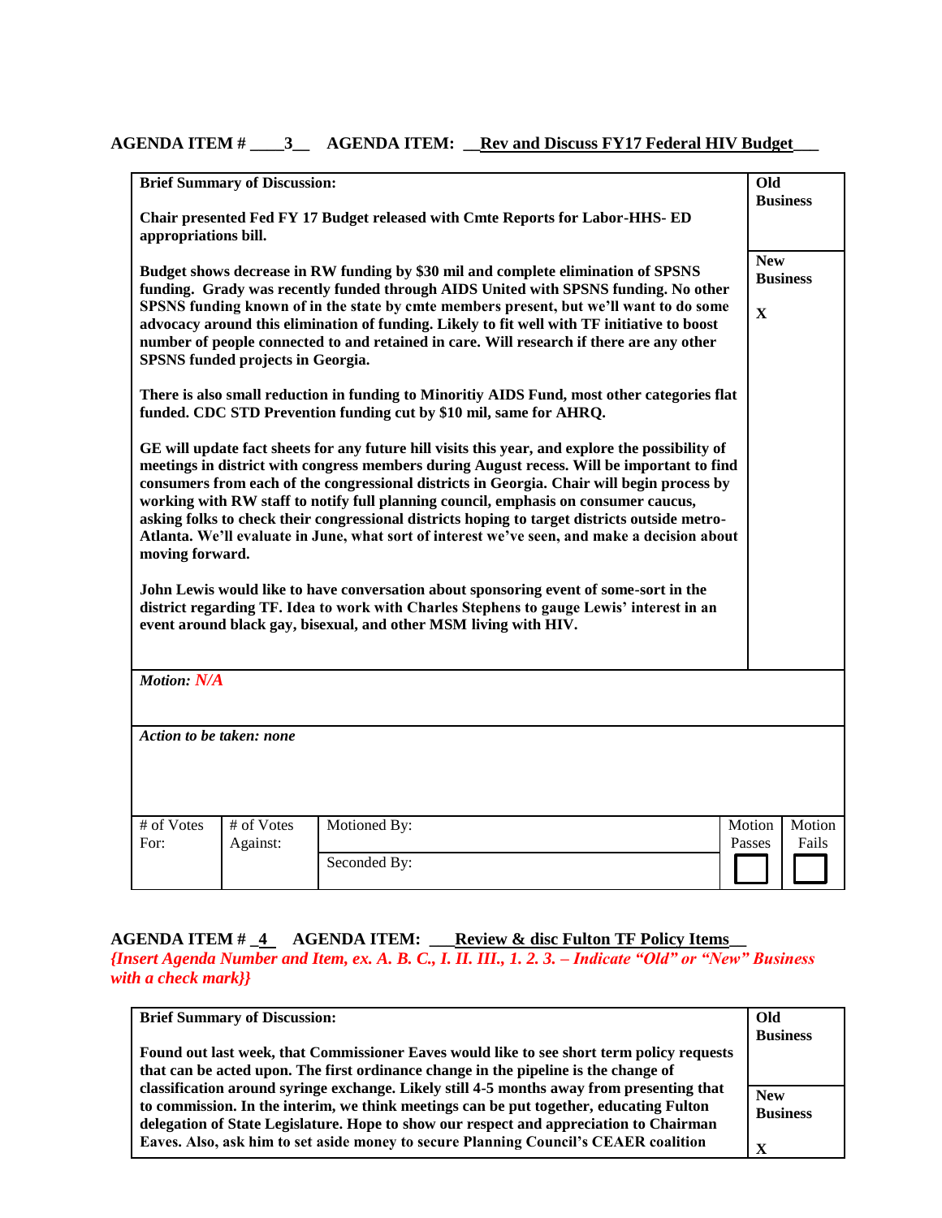**AGENDA ITEM # \_\_\_\_3\_\_ AGENDA ITEM: \_\_Rev and Discuss FY17 Federal HIV Budget\_\_\_**

| Brief Summary of Discussion: | Old Business |
|---|---|
| **Chair presented Fed FY 17 Budget released with Cmte Reports for Labor-HHS- ED appropriations bill.**<br><br>**Budget shows decrease in RW funding by $30 mil and complete elimination of SPSNS funding. Grady was recently funded through AIDS United with SPSNS funding. No other SPSNS funding known of in the state by cmte members present, but we'll want to do some advocacy around this elimination of funding. Likely to fit well with TF initiative to boost number of people connected to and retained in care. Will research if there are any other SPSNS funded projects in Georgia.**<br><br>**There is also small reduction in funding to Minoritiy AIDS Fund, most other categories flat funded. CDC STD Prevention funding cut by $10 mil, same for AHRQ.**<br><br>**GE will update fact sheets for any future hill visits this year, and explore the possibility of meetings in district with congress members during August recess. Will be important to find consumers from each of the congressional districts in Georgia. Chair will begin process by working with RW staff to notify full planning council, emphasis on consumer caucus, asking folks to check their congressional districts hoping to target districts outside metro-Atlanta. We'll evaluate in June, what sort of interest we've seen, and make a decision about moving forward.**<br><br>**John Lewis would like to have conversation about sponsoring event of some-sort in the district regarding TF. Idea to work with Charles Stephens to gauge Lewis' interest in an event around black gay, bisexual, and other MSM living with HIV.** | **New Business**<br><br>**X** |

***Motion:*** *N/A*

***Action to be taken: none***

| # of Votes For: | # of Votes Against: | Motioned By: | Motion Passes | Motion Fails |
|---|---|---|---|---|
| | | Seconded By: | ☐ | ☐ |

**AGENDA ITEM # \_4\_ AGENDA ITEM: \_\_\_Review & disc Fulton TF Policy Items\_\_**

*{Insert Agenda Number and Item, ex. A. B. C., I. II. III., 1. 2. 3. – Indicate "Old" or "New" Business with a check mark}}*

| Brief Summary of Discussion: | Old Business |
|---|---|
| **Found out last week, that Commissioner Eaves would like to see short term policy requests that can be acted upon. The first ordinance change in the pipeline is the change of classification around syringe exchange. Likely still 4-5 months away from presenting that to commission. In the interim, we think meetings can be put together, educating Fulton delegation of State Legislature. Hope to show our respect and appreciation to Chairman Eaves. Also, ask him to set aside money to secure Planning Council's CEAER coalition** | **New Business**<br><br>**X** |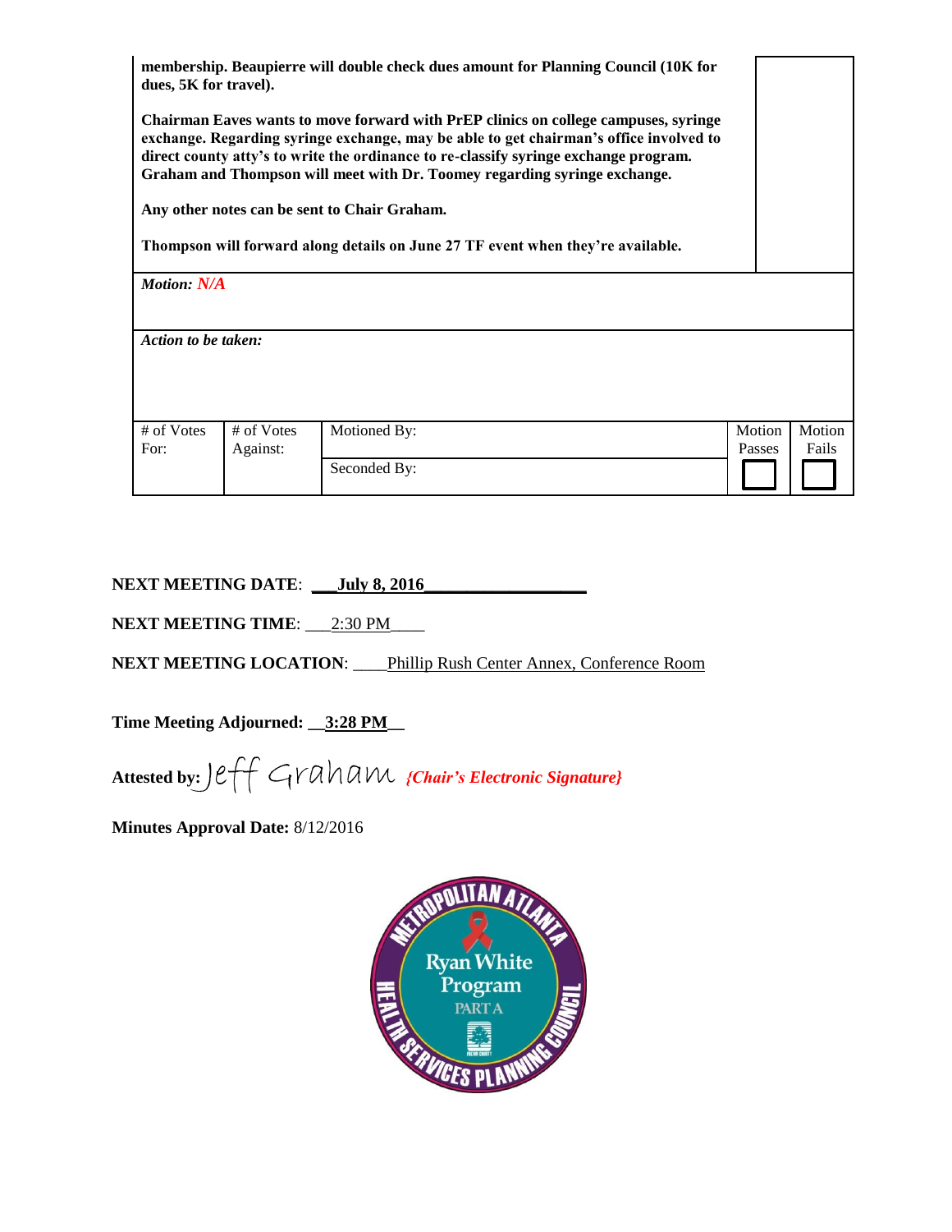| | |
|---|---|
| **membership. Beaupierre will double check dues amount for Planning Council (10K for dues, 5K for travel).**<br><br>**Chairman Eaves wants to move forward with PrEP clinics on college campuses, syringe exchange. Regarding syringe exchange, may be able to get chairman's office involved to direct county atty's to write the ordinance to re-classify syringe exchange program. Graham and Thompson will meet with Dr. Toomey regarding syringe exchange.**<br><br>**Any other notes can be sent to Chair Graham.**<br><br>**Thompson will forward along details on June 27 TF event when they're available.** | |

***Motion:*** *N/A*

***Action to be taken:***

| # of Votes For: | # of Votes Against: | Motioned By: | Motion Passes | Motion Fails |
|---|---|---|---|---|
| | | Seconded By: | ☐ | ☐ |

**NEXT MEETING DATE**: ___July 8, 2016___________________

**NEXT MEETING TIME**: ___2:30 PM____

**NEXT MEETING LOCATION**: ____Phillip Rush Center Annex, Conference Room

**Time Meeting Adjourned: __3:28 PM__**

**Attested by:** Jeff Graham ***{Chair's Electronic Signature}***

**Minutes Approval Date:** 8/12/2016

METROPOLITAN ATLANTA HEALTH SERVICES PLANNING COUNCIL
Ryan White Program PART A